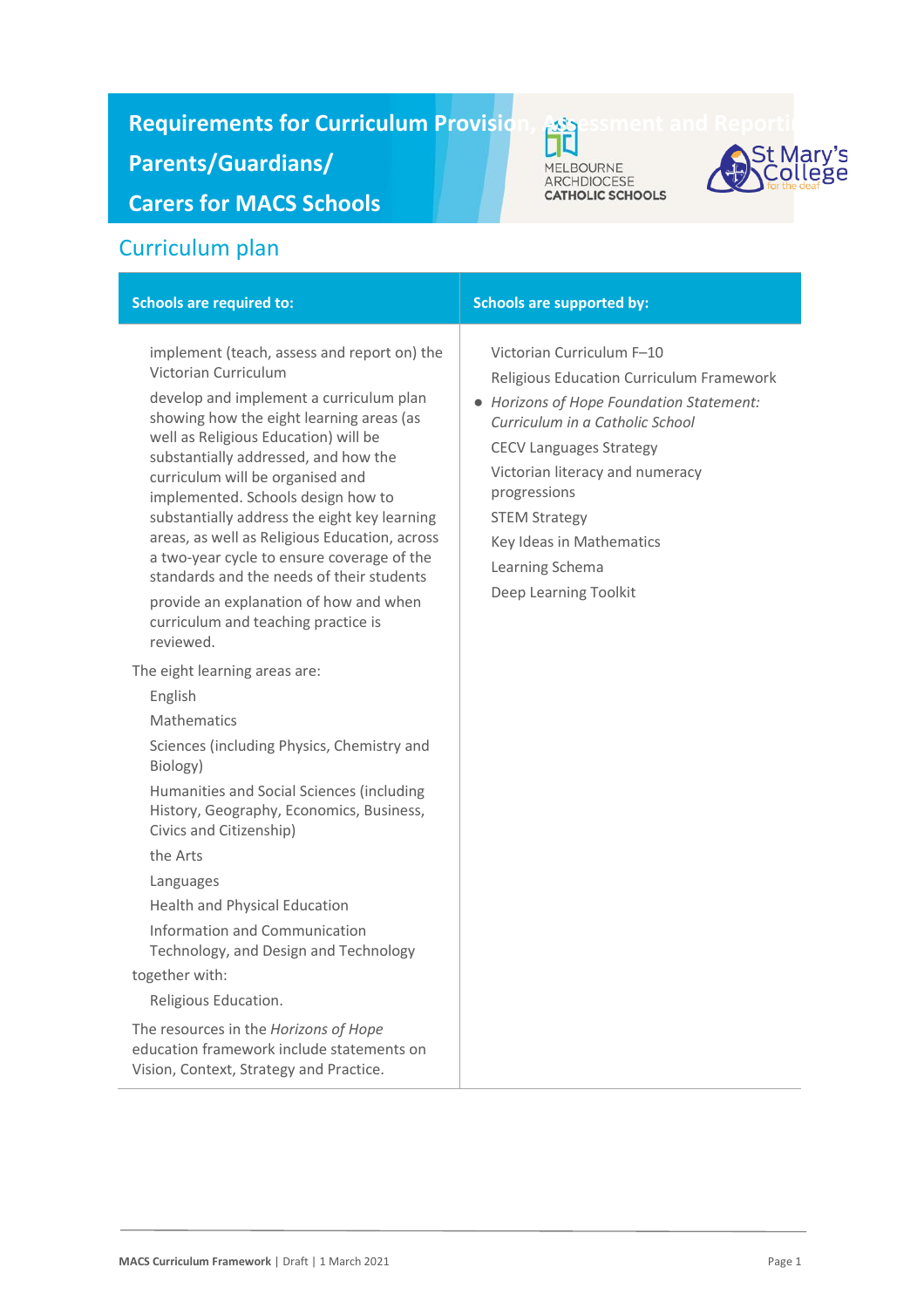# Requirements for Curriculum Provision, Assessment and Reporting to Parents/Guardians/ Carers for MACS Schools

## Curriculum plan

| Schools are required to: | Schools are supported by: |
| --- | --- |
| implement (teach, assess and report on) the Victorian Curriculum<br><br>develop and implement a curriculum plan showing how the eight learning areas (as well as Religious Education) will be substantially addressed, and how the curriculum will be organised and implemented. Schools design how to substantially address the eight key learning areas, as well as Religious Education, across a two-year cycle to ensure coverage of the standards and the needs of their students<br><br>provide an explanation of how and when curriculum and teaching practice is reviewed.<br><br>The eight learning areas are:<br><br>English<br><br>Mathematics<br><br>Sciences (including Physics, Chemistry and Biology)<br><br>Humanities and Social Sciences (including History, Geography, Economics, Business, Civics and Citizenship)<br><br>the Arts<br><br>Languages<br><br>Health and Physical Education<br><br>Information and Communication Technology, and Design and Technology<br><br>together with:<br><br>Religious Education.<br><br>The resources in the *Horizons of Hope* education framework include statements on Vision, Context, Strategy and Practice. | Victorian Curriculum F–10<br><br>Religious Education Curriculum Framework<br><br>• *Horizons of Hope Foundation Statement: Curriculum in a Catholic School*<br><br>CECV Languages Strategy<br><br>Victorian literacy and numeracy progressions<br><br>STEM Strategy<br><br>Key Ideas in Mathematics<br><br>Learning Schema<br><br>Deep Learning Toolkit |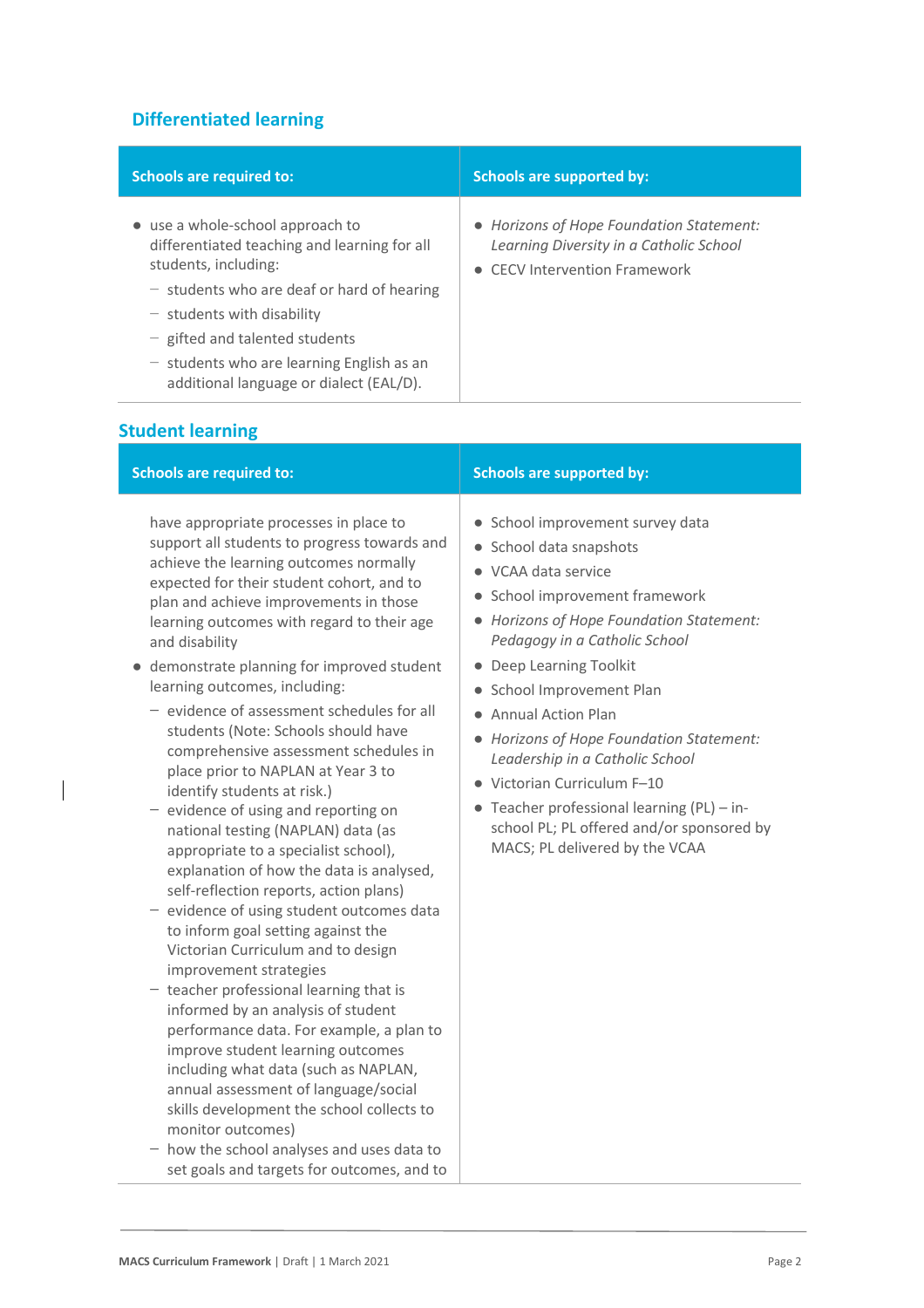## Differentiated learning

| Schools are required to: | Schools are supported by: |
|---|---|
| • use a whole-school approach to differentiated teaching and learning for all students, including:<br>– students who are deaf or hard of hearing<br>– students with disability<br>– gifted and talented students<br>– students who are learning English as an additional language or dialect (EAL/D). | • *Horizons of Hope Foundation Statement: Learning Diversity in a Catholic School*<br>• CECV Intervention Framework |

## Student learning

| Schools are required to: | Schools are supported by: |
|---|---|
| have appropriate processes in place to support all students to progress towards and achieve the learning outcomes normally expected for their student cohort, and to plan and achieve improvements in those learning outcomes with regard to their age and disability<br>• demonstrate planning for improved student learning outcomes, including:<br>– evidence of assessment schedules for all students (Note: Schools should have comprehensive assessment schedules in place prior to NAPLAN at Year 3 to identify students at risk.)<br>– evidence of using and reporting on national testing (NAPLAN) data (as appropriate to a specialist school), explanation of how the data is analysed, self-reflection reports, action plans)<br>– evidence of using student outcomes data to inform goal setting against the Victorian Curriculum and to design improvement strategies<br>– teacher professional learning that is informed by an analysis of student performance data. For example, a plan to improve student learning outcomes including what data (such as NAPLAN, annual assessment of language/social skills development the school collects to monitor outcomes)<br>– how the school analyses and uses data to set goals and targets for outcomes, and to | • School improvement survey data<br>• School data snapshots<br>• VCAA data service<br>• School improvement framework<br>• *Horizons of Hope Foundation Statement: Pedagogy in a Catholic School*<br>• Deep Learning Toolkit<br>• School Improvement Plan<br>• Annual Action Plan<br>• *Horizons of Hope Foundation Statement: Leadership in a Catholic School*<br>• Victorian Curriculum F–10<br>• Teacher professional learning (PL) – in-school PL; PL offered and/or sponsored by MACS; PL delivered by the VCAA |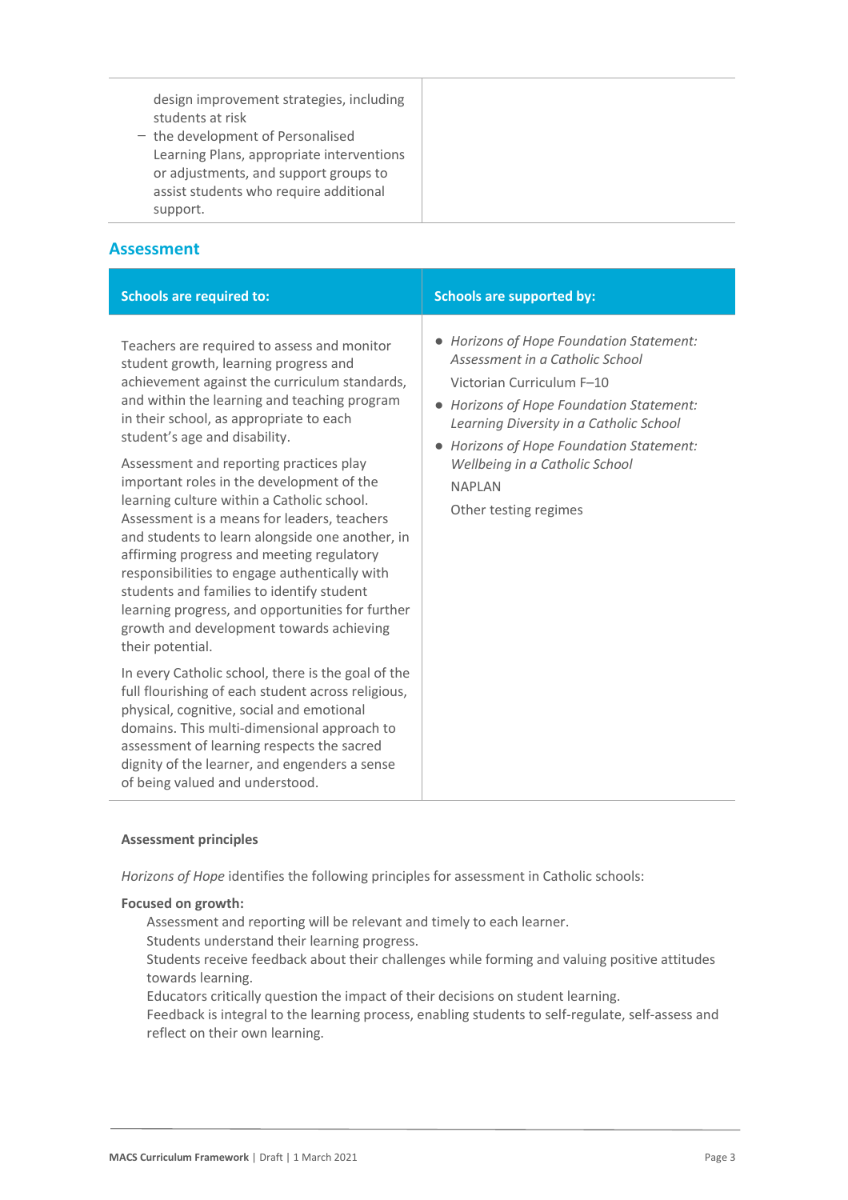| | |
|---|---|
| design improvement strategies, including students at risk<br>– the development of Personalised Learning Plans, appropriate interventions or adjustments, and support groups to assist students who require additional support. | |

## Assessment

| Schools are required to: | Schools are supported by: |
|---|---|
| Teachers are required to assess and monitor student growth, learning progress and achievement against the curriculum standards, and within the learning and teaching program in their school, as appropriate to each student's age and disability.<br><br>Assessment and reporting practices play important roles in the development of the learning culture within a Catholic school. Assessment is a means for leaders, teachers and students to learn alongside one another, in affirming progress and meeting regulatory responsibilities to engage authentically with students and families to identify student learning progress, and opportunities for further growth and development towards achieving their potential.<br><br>In every Catholic school, there is the goal of the full flourishing of each student across religious, physical, cognitive, social and emotional domains. This multi-dimensional approach to assessment of learning respects the sacred dignity of the learner, and engenders a sense of being valued and understood. | • *Horizons of Hope Foundation Statement: Assessment in a Catholic School*<br>Victorian Curriculum F–10<br>• *Horizons of Hope Foundation Statement: Learning Diversity in a Catholic School*<br>• *Horizons of Hope Foundation Statement: Wellbeing in a Catholic School*<br>NAPLAN<br>Other testing regimes |

**Assessment principles**

*Horizons of Hope* identifies the following principles for assessment in Catholic schools:

**Focused on growth:**

Assessment and reporting will be relevant and timely to each learner.

Students understand their learning progress.

Students receive feedback about their challenges while forming and valuing positive attitudes towards learning.

Educators critically question the impact of their decisions on student learning.

Feedback is integral to the learning process, enabling students to self-regulate, self-assess and reflect on their own learning.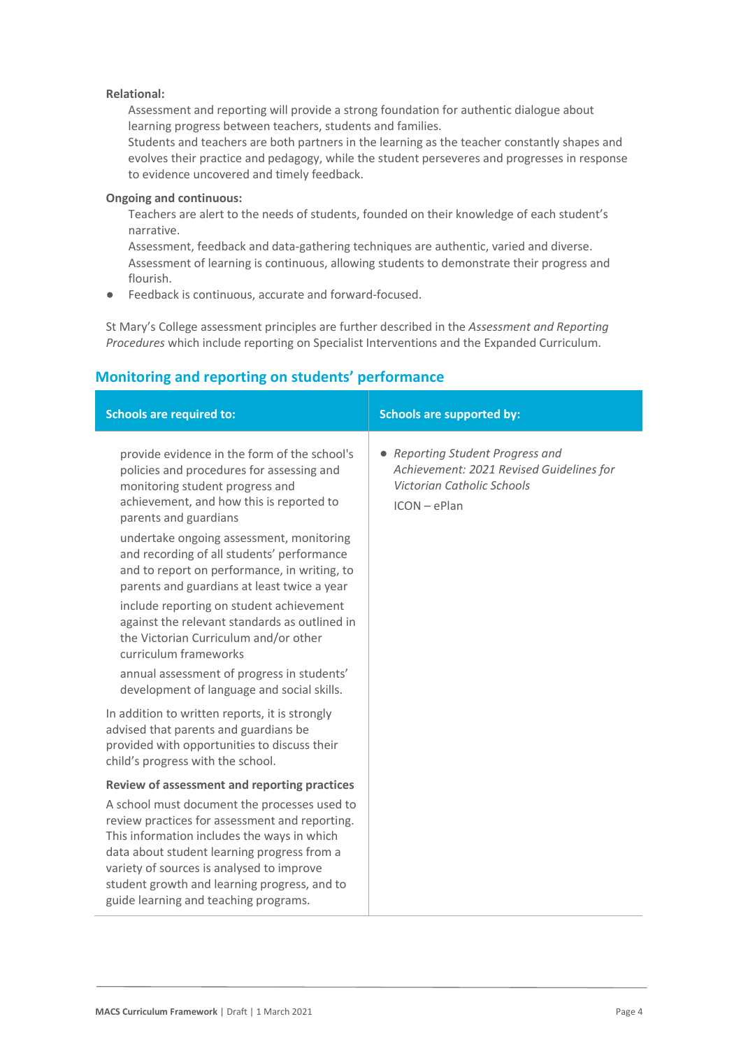**Relational:**

- Assessment and reporting will provide a strong foundation for authentic dialogue about learning progress between teachers, students and families.
- Students and teachers are both partners in the learning as the teacher constantly shapes and evolves their practice and pedagogy, while the student perseveres and progresses in response to evidence uncovered and timely feedback.

**Ongoing and continuous:**

- Teachers are alert to the needs of students, founded on their knowledge of each student's narrative.
- Assessment, feedback and data-gathering techniques are authentic, varied and diverse.
- Assessment of learning is continuous, allowing students to demonstrate their progress and flourish.
- Feedback is continuous, accurate and forward-focused.

St Mary's College assessment principles are further described in the *Assessment and Reporting Procedures* which include reporting on Specialist Interventions and the Expanded Curriculum.

## Monitoring and reporting on students' performance

| Schools are required to: | Schools are supported by: |
| --- | --- |
| • provide evidence in the form of the school's policies and procedures for assessing and monitoring student progress and achievement, and how this is reported to parents and guardians<br>• undertake ongoing assessment, monitoring and recording of all students' performance and to report on performance, in writing, to parents and guardians at least twice a year<br>• include reporting on student achievement against the relevant standards as outlined in the Victorian Curriculum and/or other curriculum frameworks<br>• annual assessment of progress in students' development of language and social skills.<br><br>In addition to written reports, it is strongly advised that parents and guardians be provided with opportunities to discuss their child's progress with the school.<br><br>**Review of assessment and reporting practices**<br><br>A school must document the processes used to review practices for assessment and reporting. This information includes the ways in which data about student learning progress from a variety of sources is analysed to improve student growth and learning progress, and to guide learning and teaching programs. | • *Reporting Student Progress and Achievement: 2021 Revised Guidelines for Victorian Catholic Schools*<br>• ICON – ePlan |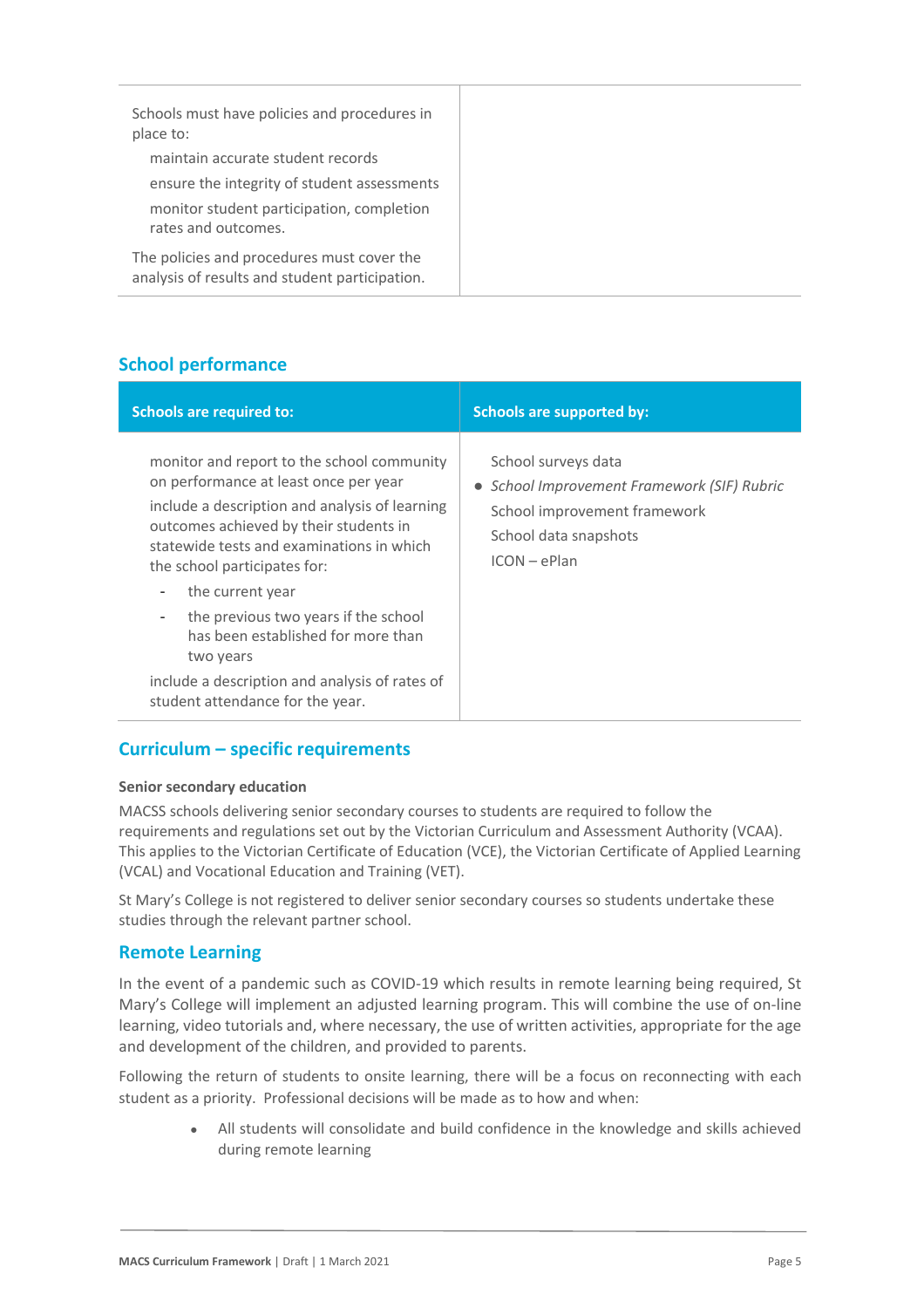| | |
|---|---|
| Schools must have policies and procedures in place to:<br>maintain accurate student records<br>ensure the integrity of student assessments<br>monitor student participation, completion rates and outcomes.<br>The policies and procedures must cover the analysis of results and student participation. | |

## School performance

| Schools are required to: | Schools are supported by: |
|---|---|
| monitor and report to the school community on performance at least once per year<br>include a description and analysis of learning outcomes achieved by their students in statewide tests and examinations in which the school participates for:<br>- the current year<br>- the previous two years if the school has been established for more than two years<br>include a description and analysis of rates of student attendance for the year. | School surveys data<br>• *School Improvement Framework (SIF) Rubric*<br>School improvement framework<br>School data snapshots<br>ICON – ePlan |

## Curriculum – specific requirements

### Senior secondary education

MACSS schools delivering senior secondary courses to students are required to follow the requirements and regulations set out by the Victorian Curriculum and Assessment Authority (VCAA). This applies to the Victorian Certificate of Education (VCE), the Victorian Certificate of Applied Learning (VCAL) and Vocational Education and Training (VET).

St Mary's College is not registered to deliver senior secondary courses so students undertake these studies through the relevant partner school.

## Remote Learning

In the event of a pandemic such as COVID-19 which results in remote learning being required, St Mary's College will implement an adjusted learning program. This will combine the use of on-line learning, video tutorials and, where necessary, the use of written activities, appropriate for the age and development of the children, and provided to parents.

Following the return of students to onsite learning, there will be a focus on reconnecting with each student as a priority. Professional decisions will be made as to how and when:

- All students will consolidate and build confidence in the knowledge and skills achieved during remote learning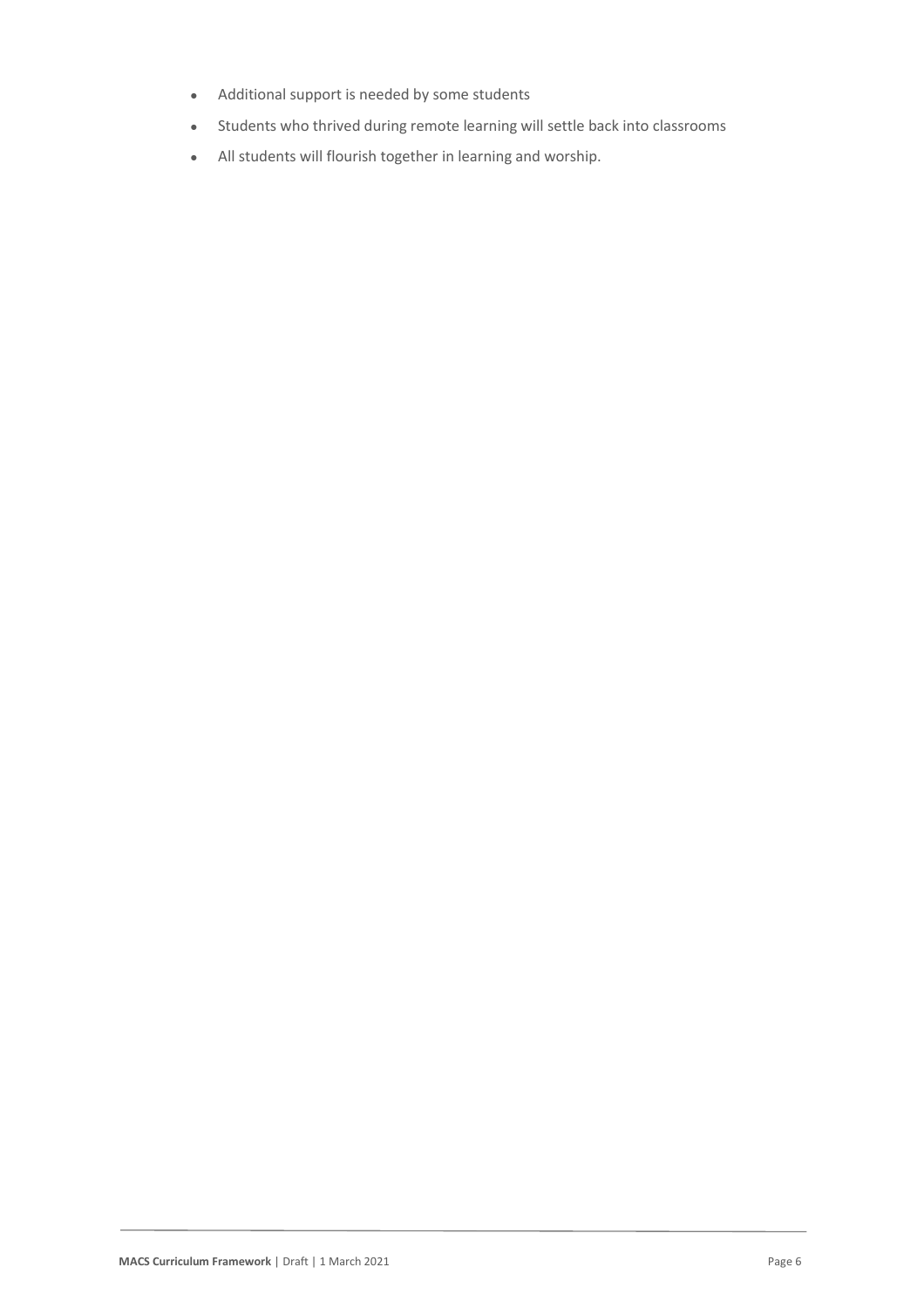- Additional support is needed by some students
- Students who thrived during remote learning will settle back into classrooms
- All students will flourish together in learning and worship.